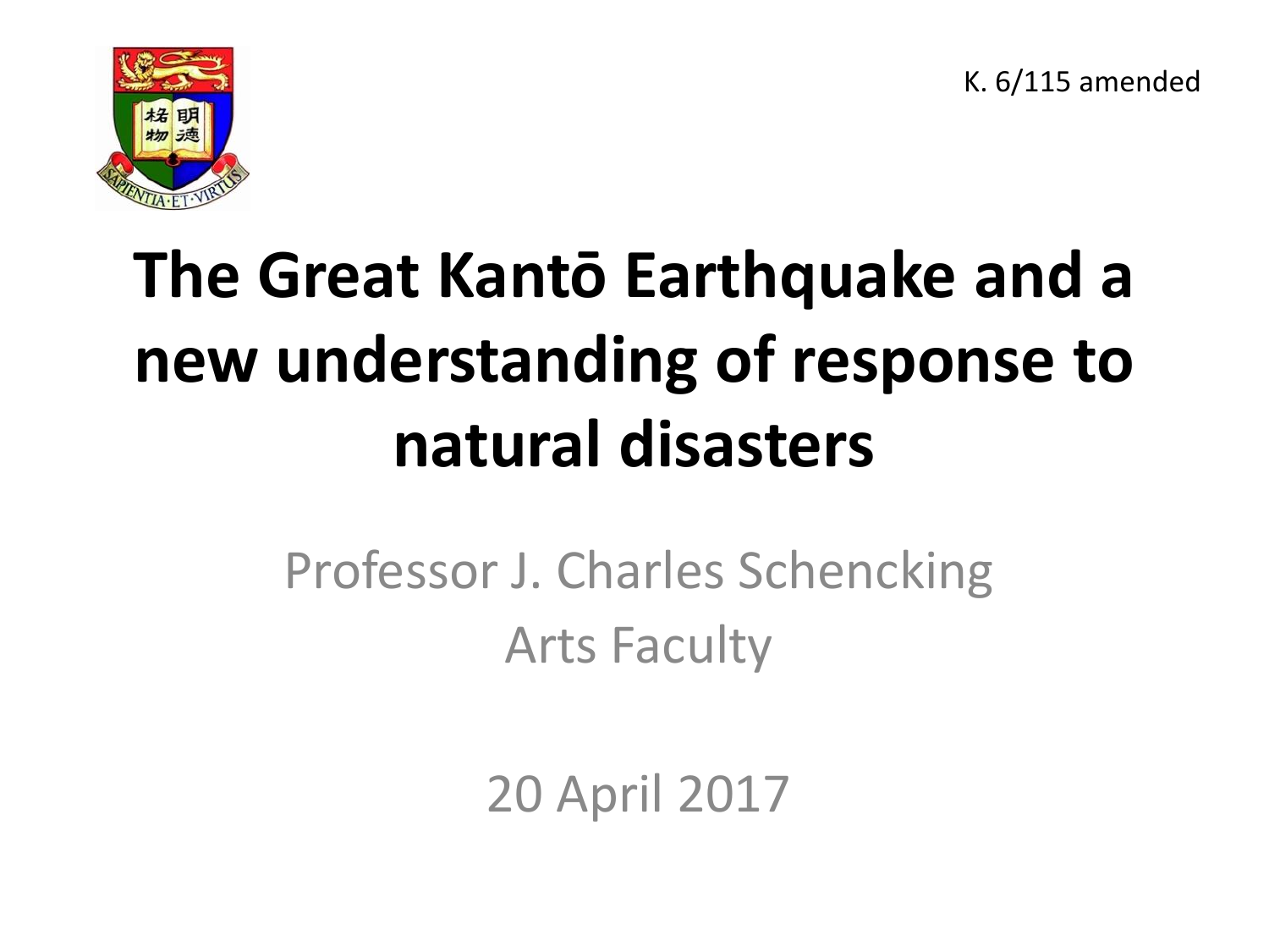K. 6/115 amended

# The Great Kantō Earthquake and a new understanding of response to natural disasters

Professor J. Charles Schencking

Arts Faculty

20 April 2017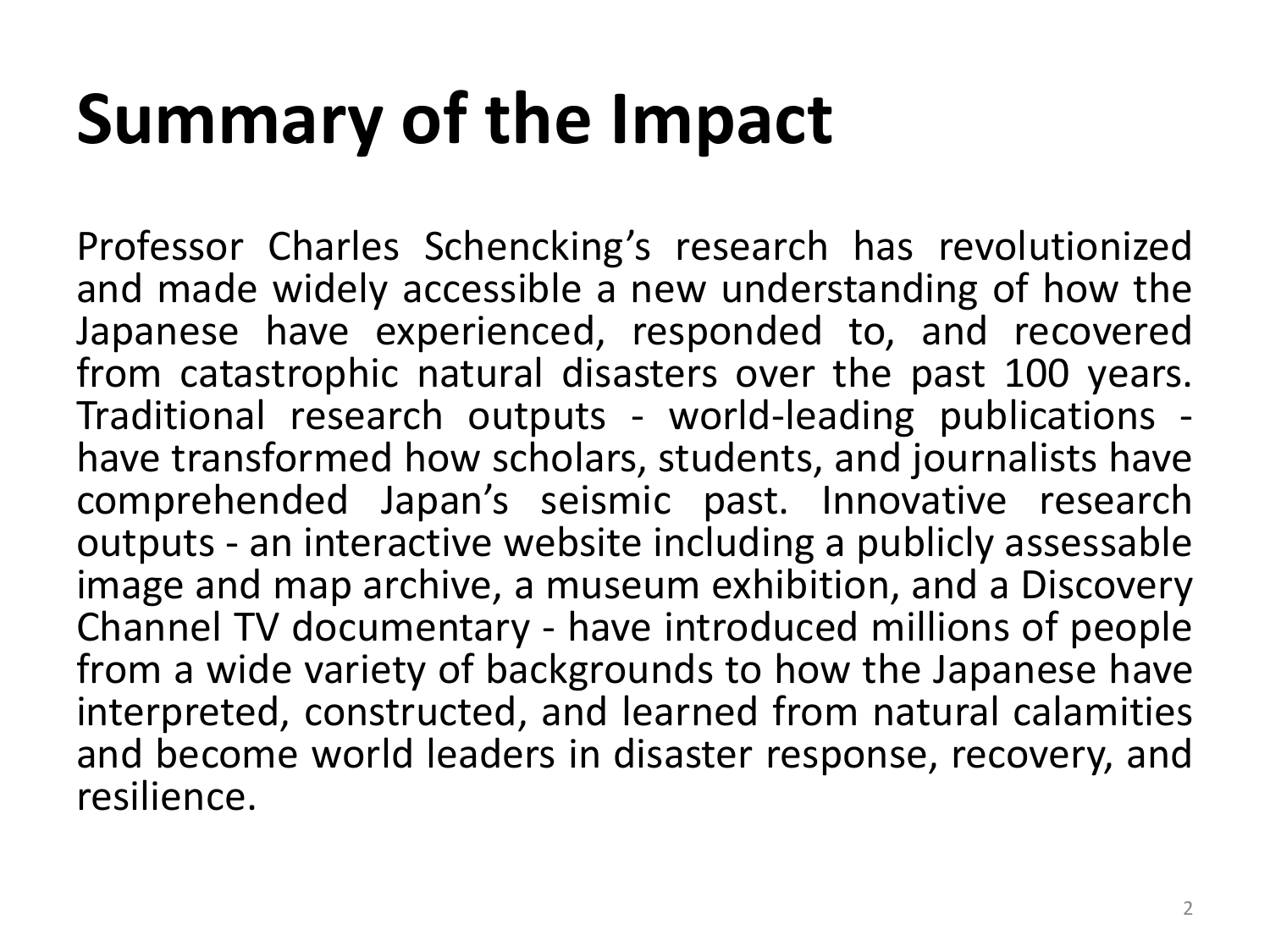# Summary of the Impact

Professor Charles Schencking's research has revolutionized and made widely accessible a new understanding of how the Japanese have experienced, responded to, and recovered from catastrophic natural disasters over the past 100 years. Traditional research outputs - world-leading publications - have transformed how scholars, students, and journalists have comprehended Japan's seismic past. Innovative research outputs - an interactive website including a publicly assessable image and map archive, a museum exhibition, and a Discovery Channel TV documentary - have introduced millions of people from a wide variety of backgrounds to how the Japanese have interpreted, constructed, and learned from natural calamities and become world leaders in disaster response, recovery, and resilience.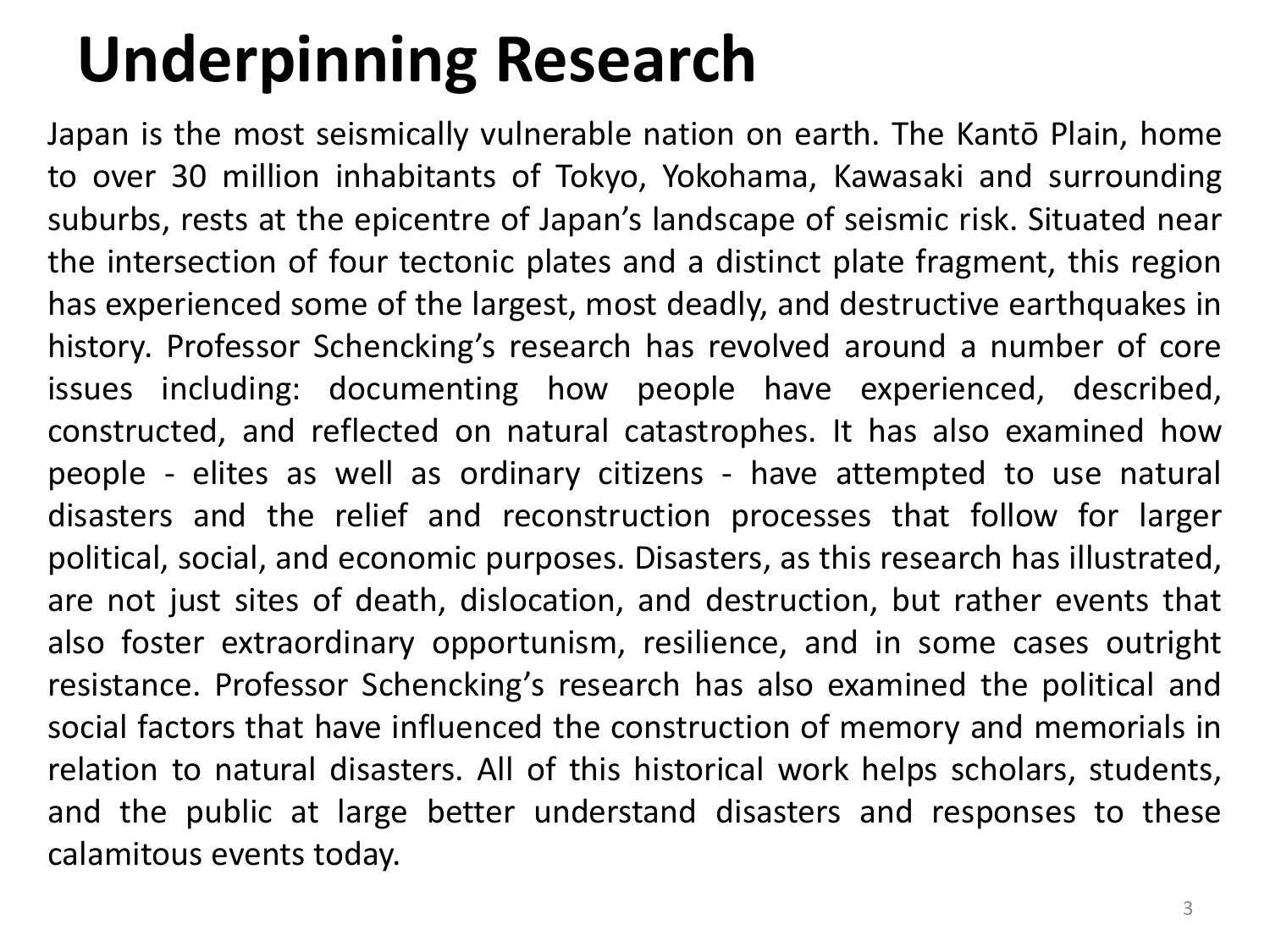# Underpinning Research

Japan is the most seismically vulnerable nation on earth. The Kantō Plain, home to over 30 million inhabitants of Tokyo, Yokohama, Kawasaki and surrounding suburbs, rests at the epicentre of Japan's landscape of seismic risk. Situated near the intersection of four tectonic plates and a distinct plate fragment, this region has experienced some of the largest, most deadly, and destructive earthquakes in history. Professor Schencking's research has revolved around a number of core issues including: documenting how people have experienced, described, constructed, and reflected on natural catastrophes. It has also examined how people - elites as well as ordinary citizens - have attempted to use natural disasters and the relief and reconstruction processes that follow for larger political, social, and economic purposes. Disasters, as this research has illustrated, are not just sites of death, dislocation, and destruction, but rather events that also foster extraordinary opportunism, resilience, and in some cases outright resistance. Professor Schencking's research has also examined the political and social factors that have influenced the construction of memory and memorials in relation to natural disasters. All of this historical work helps scholars, students, and the public at large better understand disasters and responses to these calamitous events today.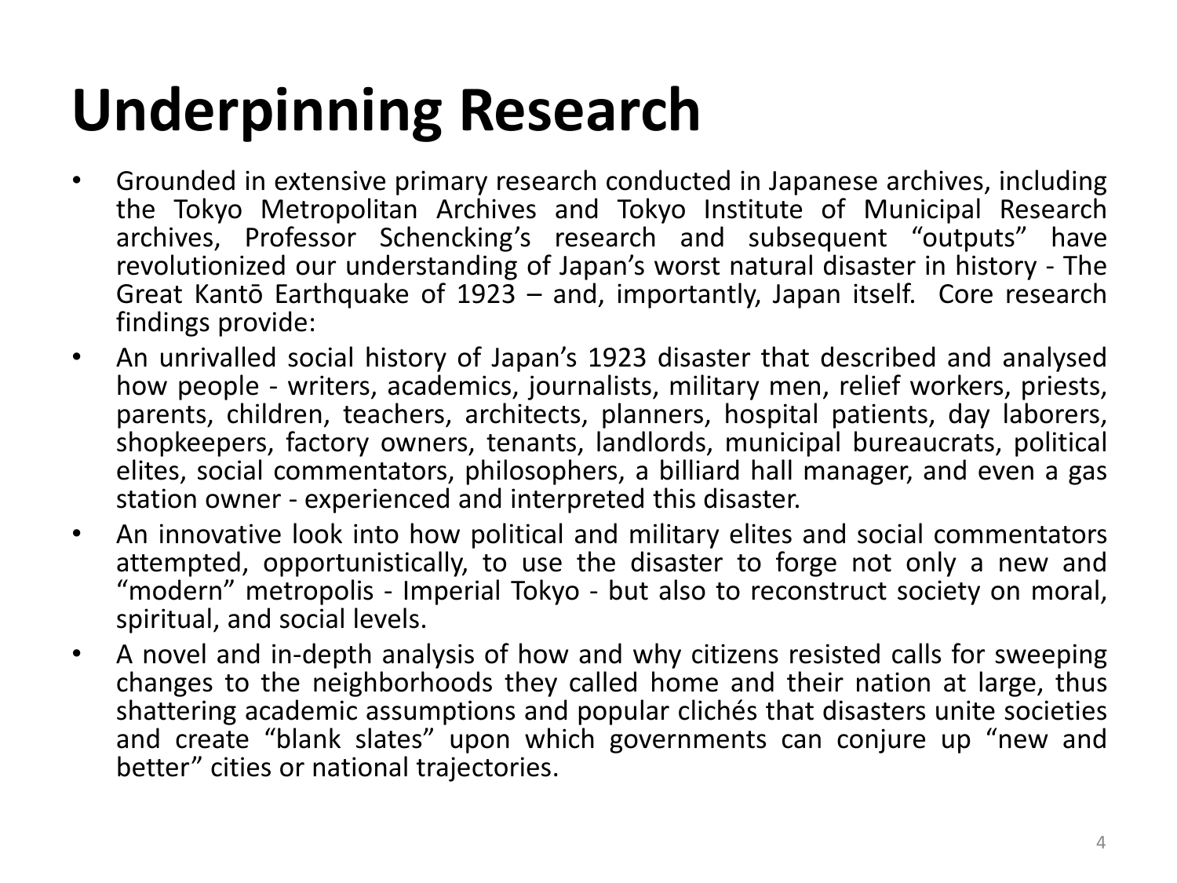# Underpinning Research

- Grounded in extensive primary research conducted in Japanese archives, including the Tokyo Metropolitan Archives and Tokyo Institute of Municipal Research archives, Professor Schencking's research and subsequent "outputs" have revolutionized our understanding of Japan's worst natural disaster in history - The Great Kantō Earthquake of 1923 – and, importantly, Japan itself. Core research findings provide:
- An unrivalled social history of Japan's 1923 disaster that described and analysed how people - writers, academics, journalists, military men, relief workers, priests, parents, children, teachers, architects, planners, hospital patients, day laborers, shopkeepers, factory owners, tenants, landlords, municipal bureaucrats, political elites, social commentators, philosophers, a billiard hall manager, and even a gas station owner - experienced and interpreted this disaster.
- An innovative look into how political and military elites and social commentators attempted, opportunistically, to use the disaster to forge not only a new and "modern" metropolis - Imperial Tokyo - but also to reconstruct society on moral, spiritual, and social levels.
- A novel and in-depth analysis of how and why citizens resisted calls for sweeping changes to the neighborhoods they called home and their nation at large, thus shattering academic assumptions and popular clichés that disasters unite societies and create "blank slates" upon which governments can conjure up "new and better" cities or national trajectories.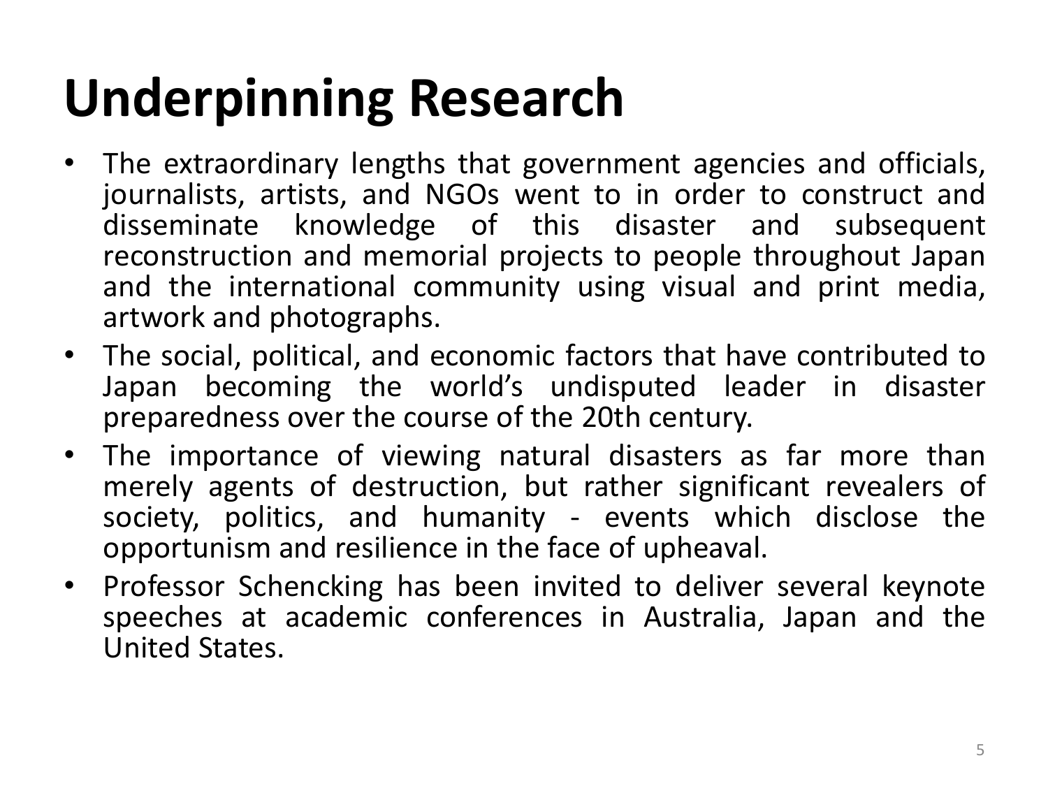# Underpinning Research

- The extraordinary lengths that government agencies and officials, journalists, artists, and NGOs went to in order to construct and disseminate knowledge of this disaster and subsequent reconstruction and memorial projects to people throughout Japan and the international community using visual and print media, artwork and photographs.
- The social, political, and economic factors that have contributed to Japan becoming the world's undisputed leader in disaster preparedness over the course of the 20th century.
- The importance of viewing natural disasters as far more than merely agents of destruction, but rather significant revealers of society, politics, and humanity - events which disclose the opportunism and resilience in the face of upheaval.
- Professor Schencking has been invited to deliver several keynote speeches at academic conferences in Australia, Japan and the United States.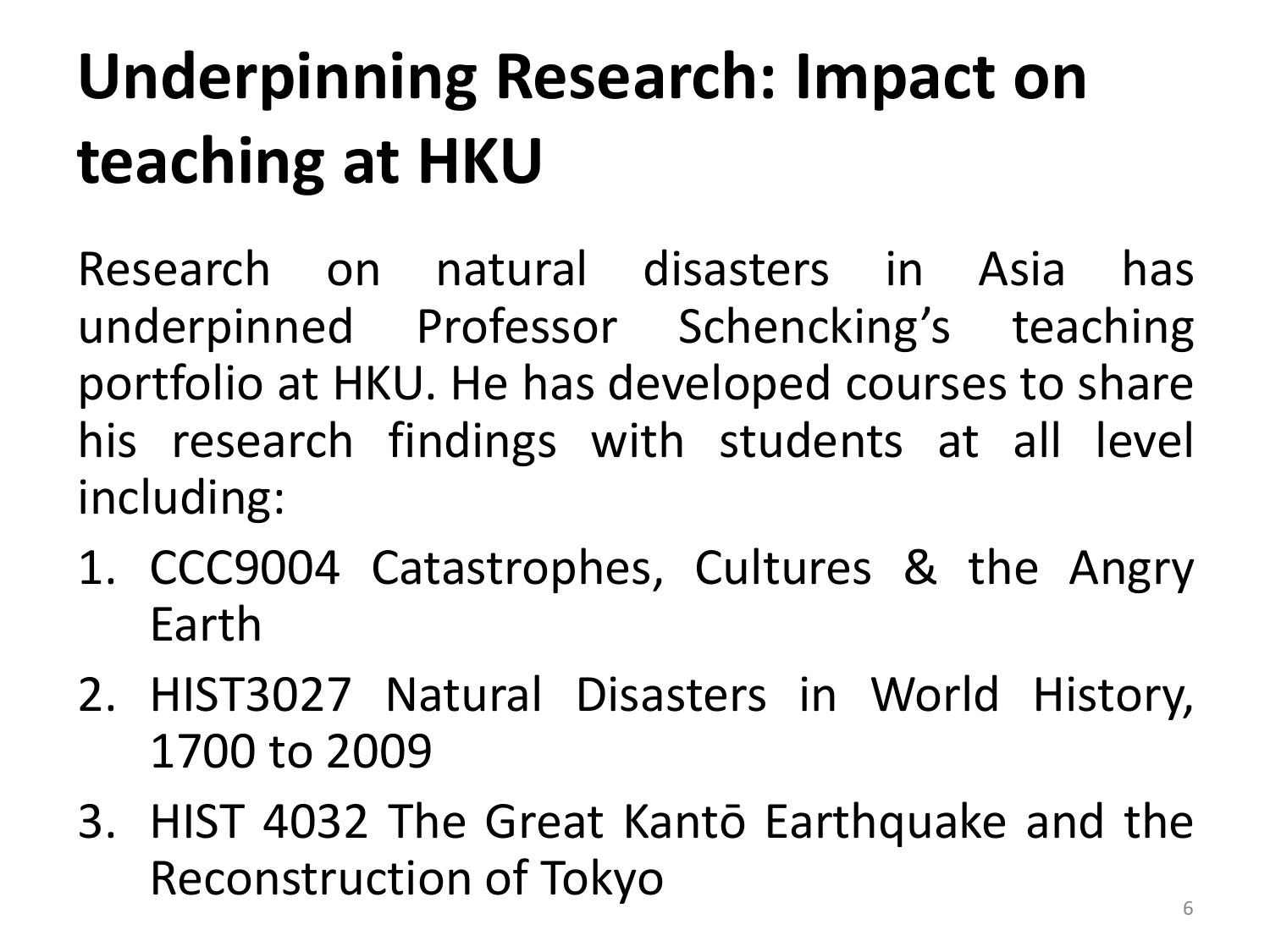# Underpinning Research: Impact on teaching at HKU

Research on natural disasters in Asia has underpinned Professor Schencking's teaching portfolio at HKU. He has developed courses to share his research findings with students at all level including:

1. CCC9004 Catastrophes, Cultures & the Angry Earth
2. HIST3027 Natural Disasters in World History, 1700 to 2009
3. HIST 4032 The Great Kantō Earthquake and the Reconstruction of Tokyo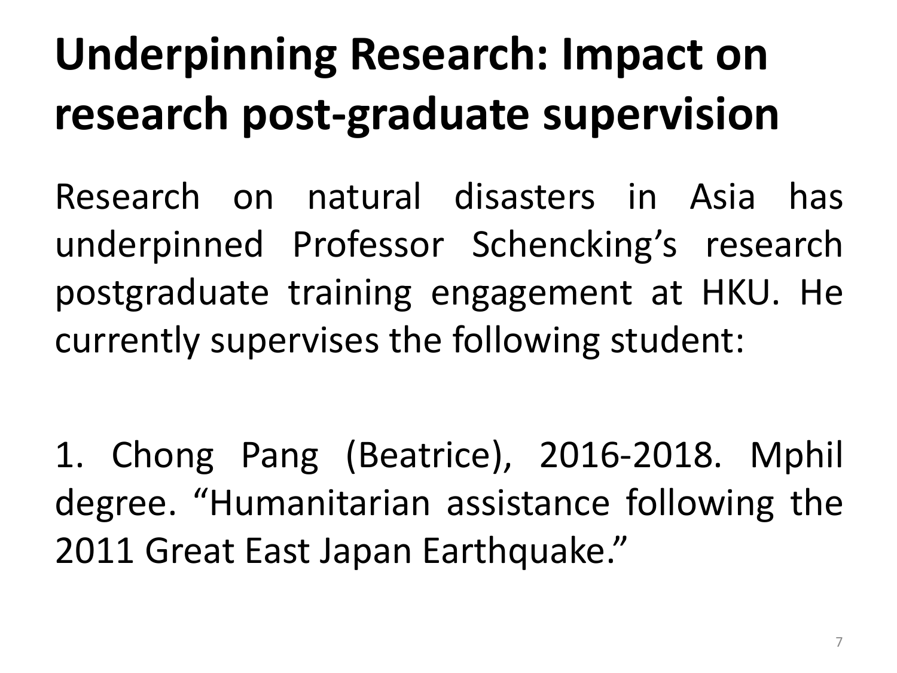# Underpinning Research: Impact on research post-graduate supervision

Research on natural disasters in Asia has underpinned Professor Schencking's research postgraduate training engagement at HKU. He currently supervises the following student:

1. Chong Pang (Beatrice), 2016-2018. Mphil degree. "Humanitarian assistance following the 2011 Great East Japan Earthquake."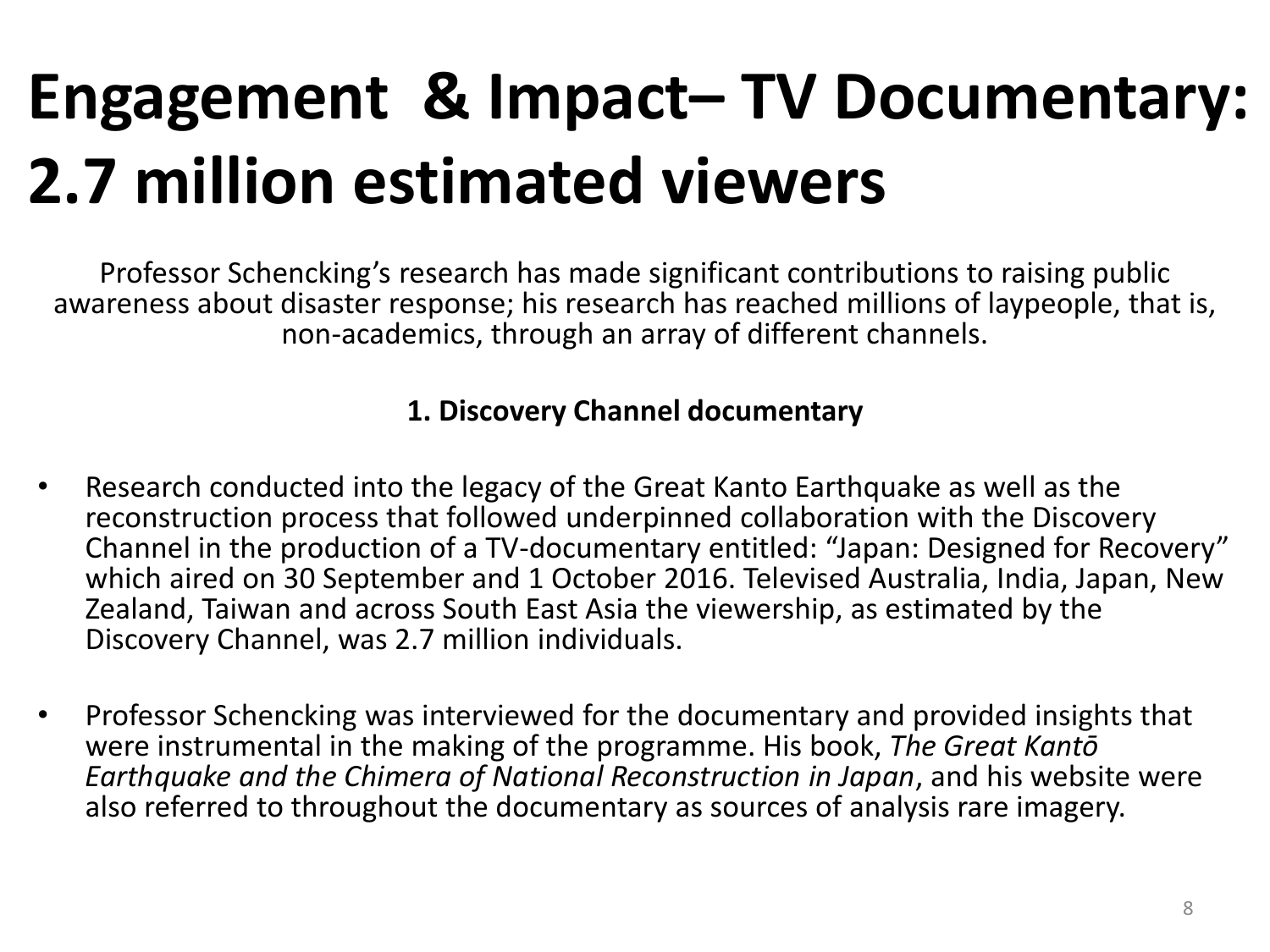# Engagement & Impact– TV Documentary: 2.7 million estimated viewers

Professor Schencking's research has made significant contributions to raising public awareness about disaster response; his research has reached millions of laypeople, that is, non-academics, through an array of different channels.

**1. Discovery Channel documentary**

- Research conducted into the legacy of the Great Kanto Earthquake as well as the reconstruction process that followed underpinned collaboration with the Discovery Channel in the production of a TV-documentary entitled: "Japan: Designed for Recovery" which aired on 30 September and 1 October 2016. Televised Australia, India, Japan, New Zealand, Taiwan and across South East Asia the viewership, as estimated by the Discovery Channel, was 2.7 million individuals.
- Professor Schencking was interviewed for the documentary and provided insights that were instrumental in the making of the programme. His book, *The Great Kantō Earthquake and the Chimera of National Reconstruction in Japan*, and his website were also referred to throughout the documentary as sources of analysis rare imagery.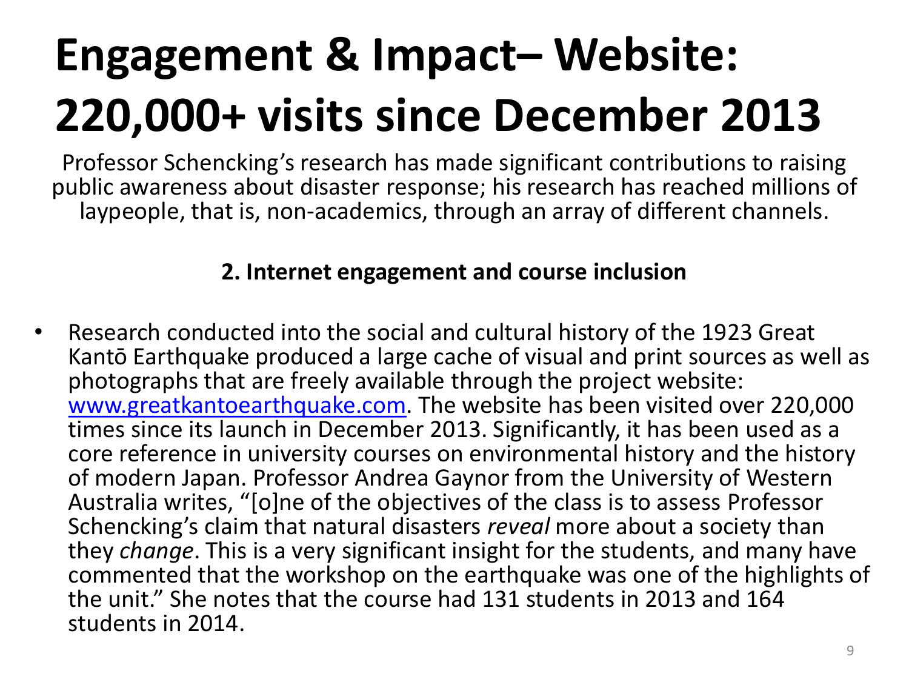# Engagement & Impact– Website: 220,000+ visits since December 2013

Professor Schencking's research has made significant contributions to raising public awareness about disaster response; his research has reached millions of laypeople, that is, non-academics, through an array of different channels.

**2. Internet engagement and course inclusion**

- Research conducted into the social and cultural history of the 1923 Great Kantō Earthquake produced a large cache of visual and print sources as well as photographs that are freely available through the project website: [www.greatkantoearthquake.com](http://www.greatkantoearthquake.com). The website has been visited over 220,000 times since its launch in December 2013. Significantly, it has been used as a core reference in university courses on environmental history and the history of modern Japan. Professor Andrea Gaynor from the University of Western Australia writes, "[o]ne of the objectives of the class is to assess Professor Schencking's claim that natural disasters *reveal* more about a society than they *change*. This is a very significant insight for the students, and many have commented that the workshop on the earthquake was one of the highlights of the unit." She notes that the course had 131 students in 2013 and 164 students in 2014.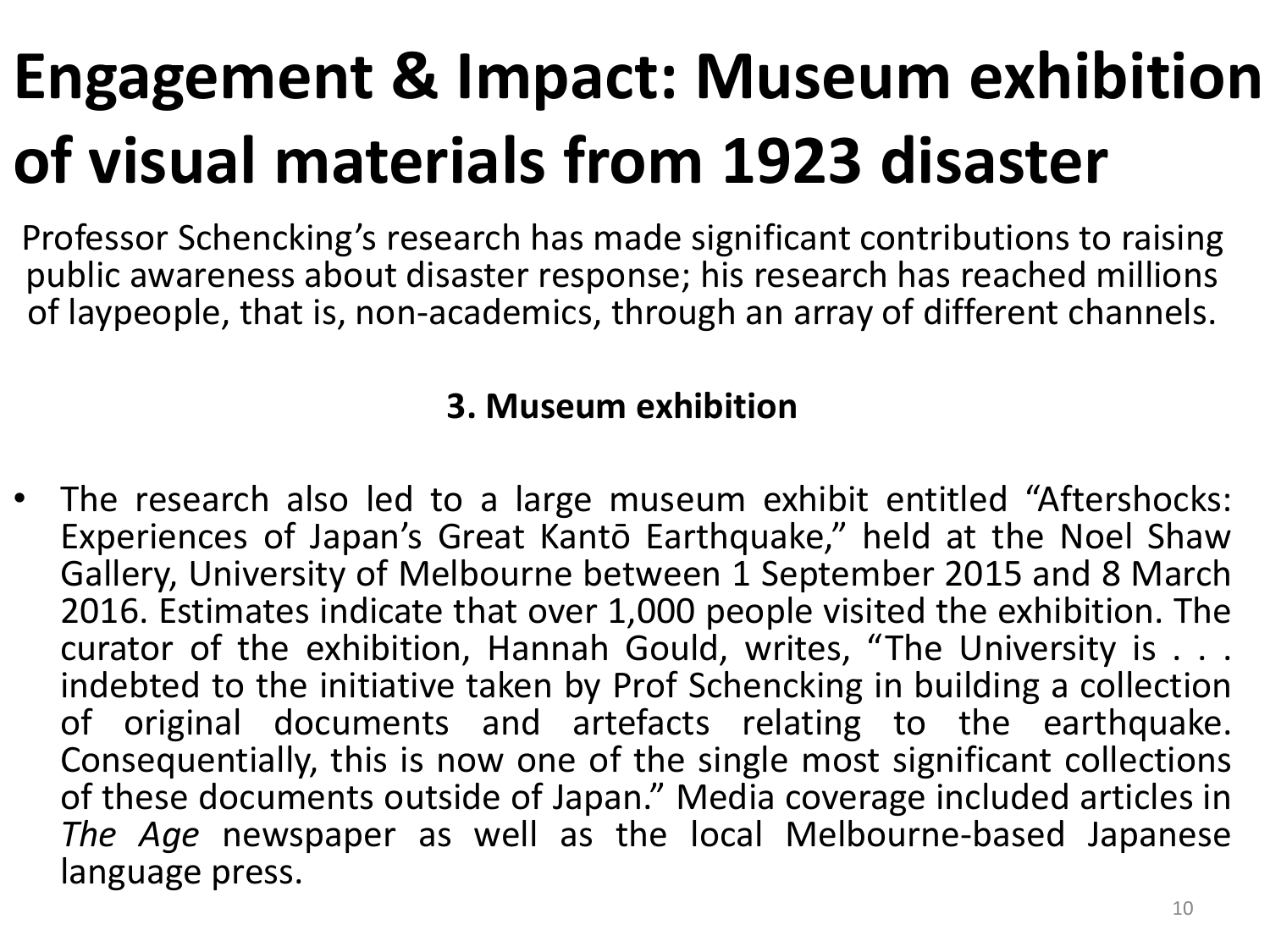# Engagement & Impact: Museum exhibition of visual materials from 1923 disaster

Professor Schencking's research has made significant contributions to raising public awareness about disaster response; his research has reached millions of laypeople, that is, non-academics, through an array of different channels.

**3. Museum exhibition**

- The research also led to a large museum exhibit entitled "Aftershocks: Experiences of Japan's Great Kantō Earthquake," held at the Noel Shaw Gallery, University of Melbourne between 1 September 2015 and 8 March 2016. Estimates indicate that over 1,000 people visited the exhibition. The curator of the exhibition, Hannah Gould, writes, "The University is . . . indebted to the initiative taken by Prof Schencking in building a collection of original documents and artefacts relating to the earthquake. Consequentially, this is now one of the single most significant collections of these documents outside of Japan." Media coverage included articles in *The Age* newspaper as well as the local Melbourne-based Japanese language press.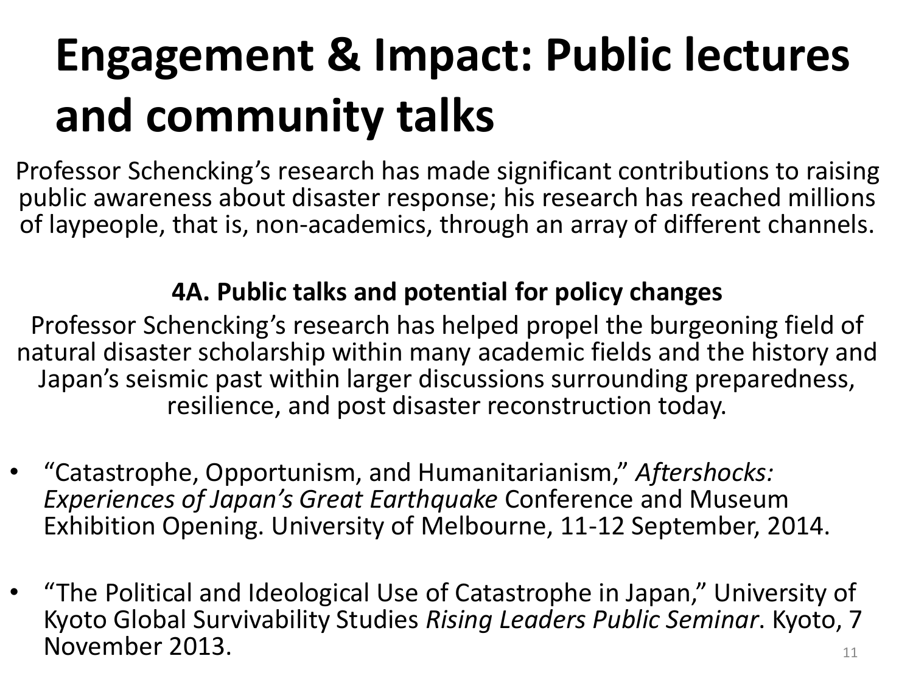# Engagement & Impact: Public lectures and community talks

Professor Schencking's research has made significant contributions to raising public awareness about disaster response; his research has reached millions of laypeople, that is, non-academics, through an array of different channels.

**4A. Public talks and potential for policy changes**

Professor Schencking's research has helped propel the burgeoning field of natural disaster scholarship within many academic fields and the history and Japan's seismic past within larger discussions surrounding preparedness, resilience, and post disaster reconstruction today.

- "Catastrophe, Opportunism, and Humanitarianism," *Aftershocks: Experiences of Japan's Great Earthquake* Conference and Museum Exhibition Opening. University of Melbourne, 11-12 September, 2014.
- "The Political and Ideological Use of Catastrophe in Japan," University of Kyoto Global Survivability Studies *Rising Leaders Public Seminar*. Kyoto, 7 November 2013.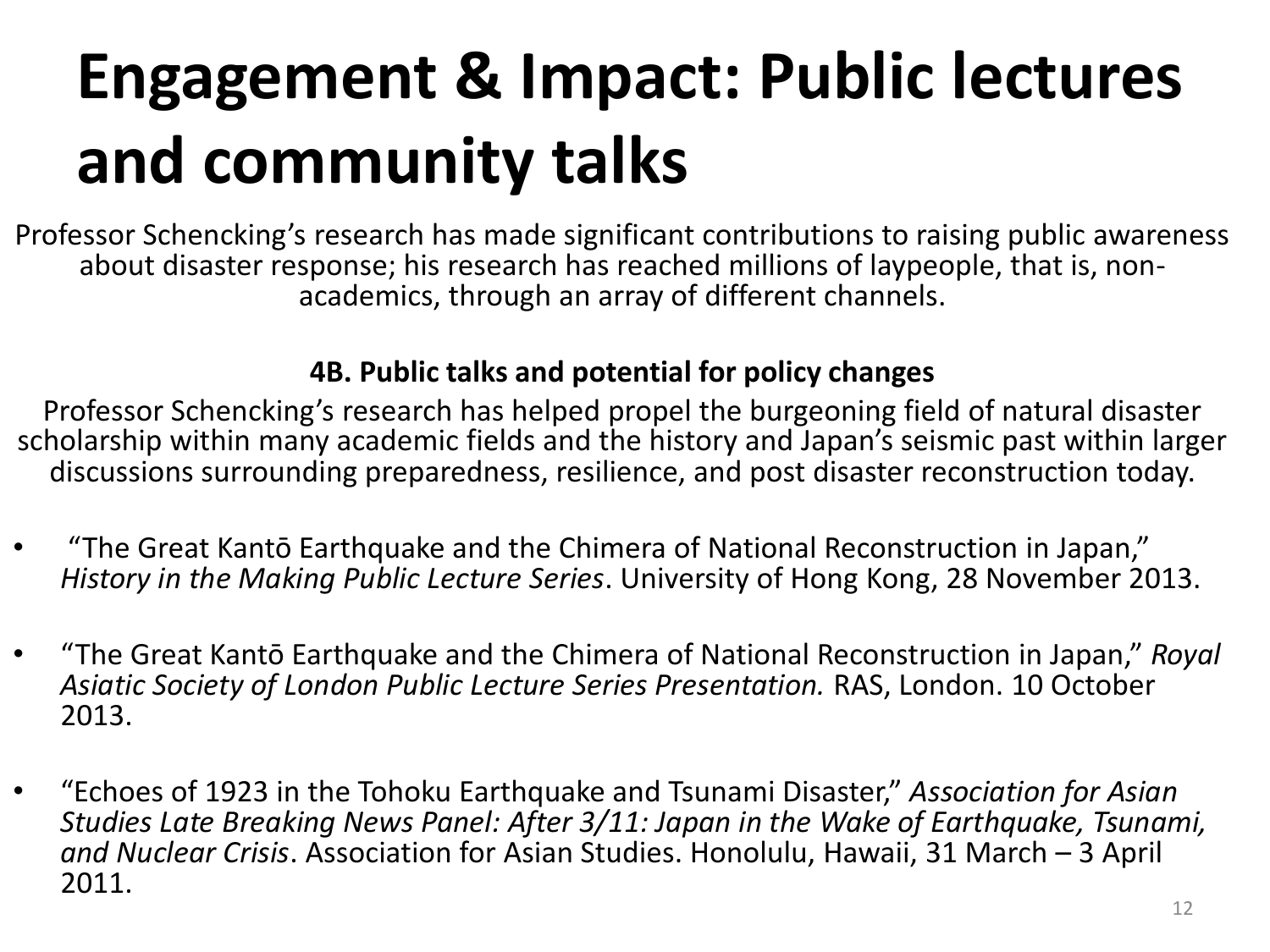# Engagement & Impact: Public lectures and community talks

Professor Schencking's research has made significant contributions to raising public awareness about disaster response; his research has reached millions of laypeople, that is, non-academics, through an array of different channels.

**4B. Public talks and potential for policy changes**

Professor Schencking's research has helped propel the burgeoning field of natural disaster scholarship within many academic fields and the history and Japan's seismic past within larger discussions surrounding preparedness, resilience, and post disaster reconstruction today.

- "The Great Kantō Earthquake and the Chimera of National Reconstruction in Japan," *History in the Making Public Lecture Series*. University of Hong Kong, 28 November 2013.
- "The Great Kantō Earthquake and the Chimera of National Reconstruction in Japan," *Royal Asiatic Society of London Public Lecture Series Presentation.* RAS, London. 10 October 2013.
- "Echoes of 1923 in the Tohoku Earthquake and Tsunami Disaster," *Association for Asian Studies Late Breaking News Panel: After 3/11: Japan in the Wake of Earthquake, Tsunami, and Nuclear Crisis*. Association for Asian Studies. Honolulu, Hawaii, 31 March – 3 April 2011.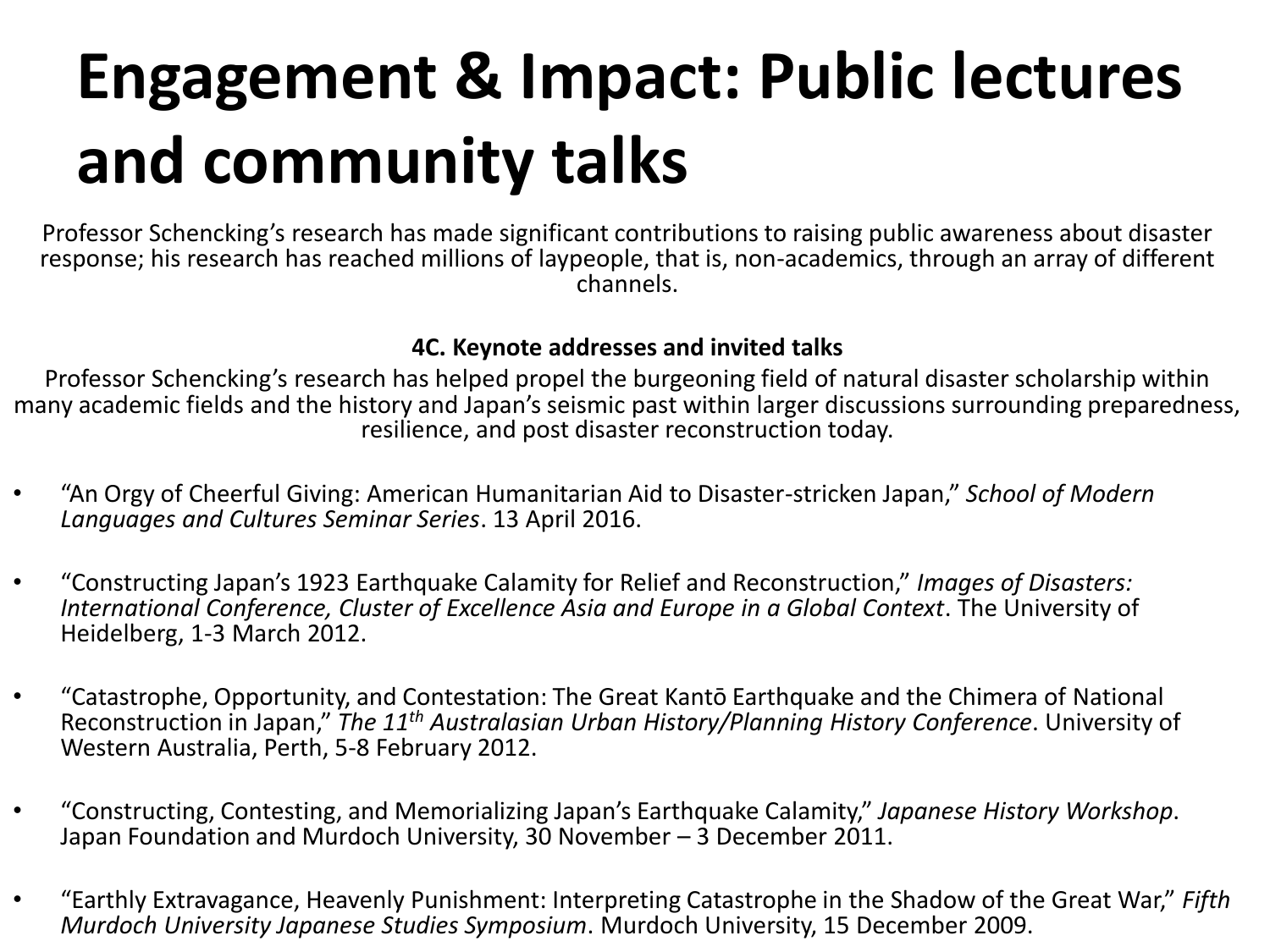# Engagement & Impact: Public lectures and community talks

Professor Schencking's research has made significant contributions to raising public awareness about disaster response; his research has reached millions of laypeople, that is, non-academics, through an array of different channels.

**4C. Keynote addresses and invited talks**

Professor Schencking's research has helped propel the burgeoning field of natural disaster scholarship within many academic fields and the history and Japan's seismic past within larger discussions surrounding preparedness, resilience, and post disaster reconstruction today.

- "An Orgy of Cheerful Giving: American Humanitarian Aid to Disaster-stricken Japan," *School of Modern Languages and Cultures Seminar Series*. 13 April 2016.
- "Constructing Japan's 1923 Earthquake Calamity for Relief and Reconstruction," *Images of Disasters: International Conference, Cluster of Excellence Asia and Europe in a Global Context*. The University of Heidelberg, 1-3 March 2012.
- "Catastrophe, Opportunity, and Contestation: The Great Kantō Earthquake and the Chimera of National Reconstruction in Japan," *The 11th Australasian Urban History/Planning History Conference*. University of Western Australia, Perth, 5-8 February 2012.
- "Constructing, Contesting, and Memorializing Japan's Earthquake Calamity," *Japanese History Workshop*. Japan Foundation and Murdoch University, 30 November – 3 December 2011.
- "Earthly Extravagance, Heavenly Punishment: Interpreting Catastrophe in the Shadow of the Great War," *Fifth Murdoch University Japanese Studies Symposium*. Murdoch University, 15 December 2009.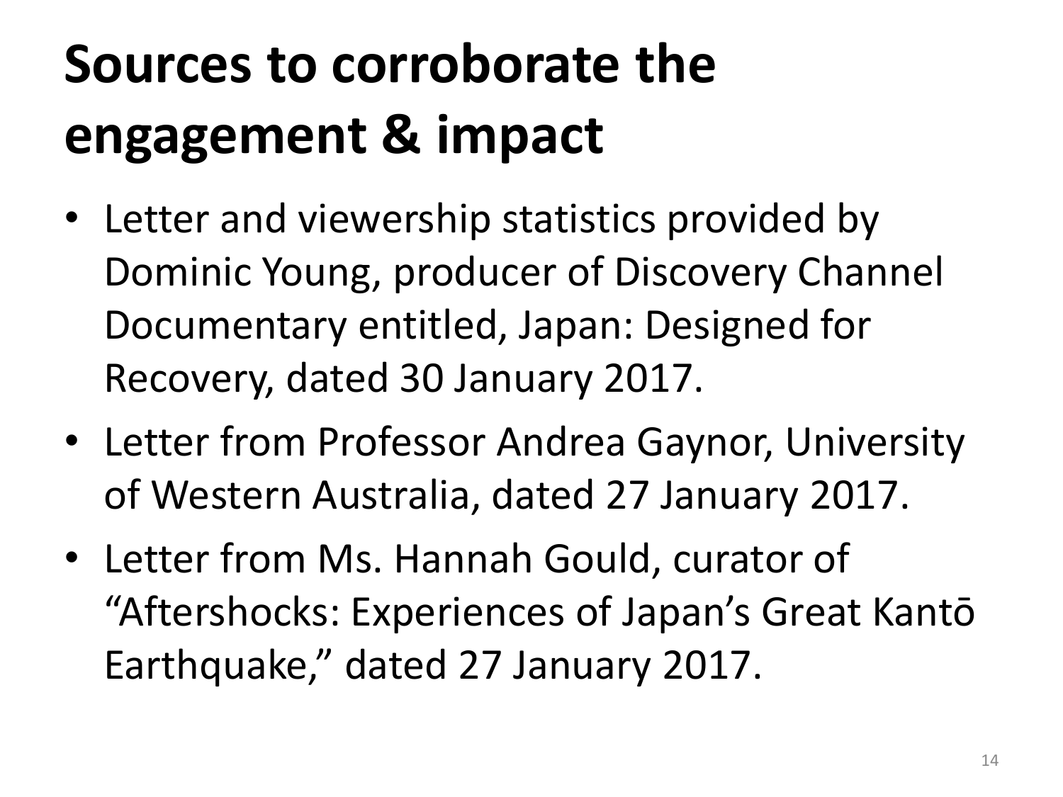# Sources to corroborate the engagement & impact

- Letter and viewership statistics provided by Dominic Young, producer of Discovery Channel Documentary entitled, Japan: Designed for Recovery, dated 30 January 2017.
- Letter from Professor Andrea Gaynor, University of Western Australia, dated 27 January 2017.
- Letter from Ms. Hannah Gould, curator of "Aftershocks: Experiences of Japan's Great Kantō Earthquake," dated 27 January 2017.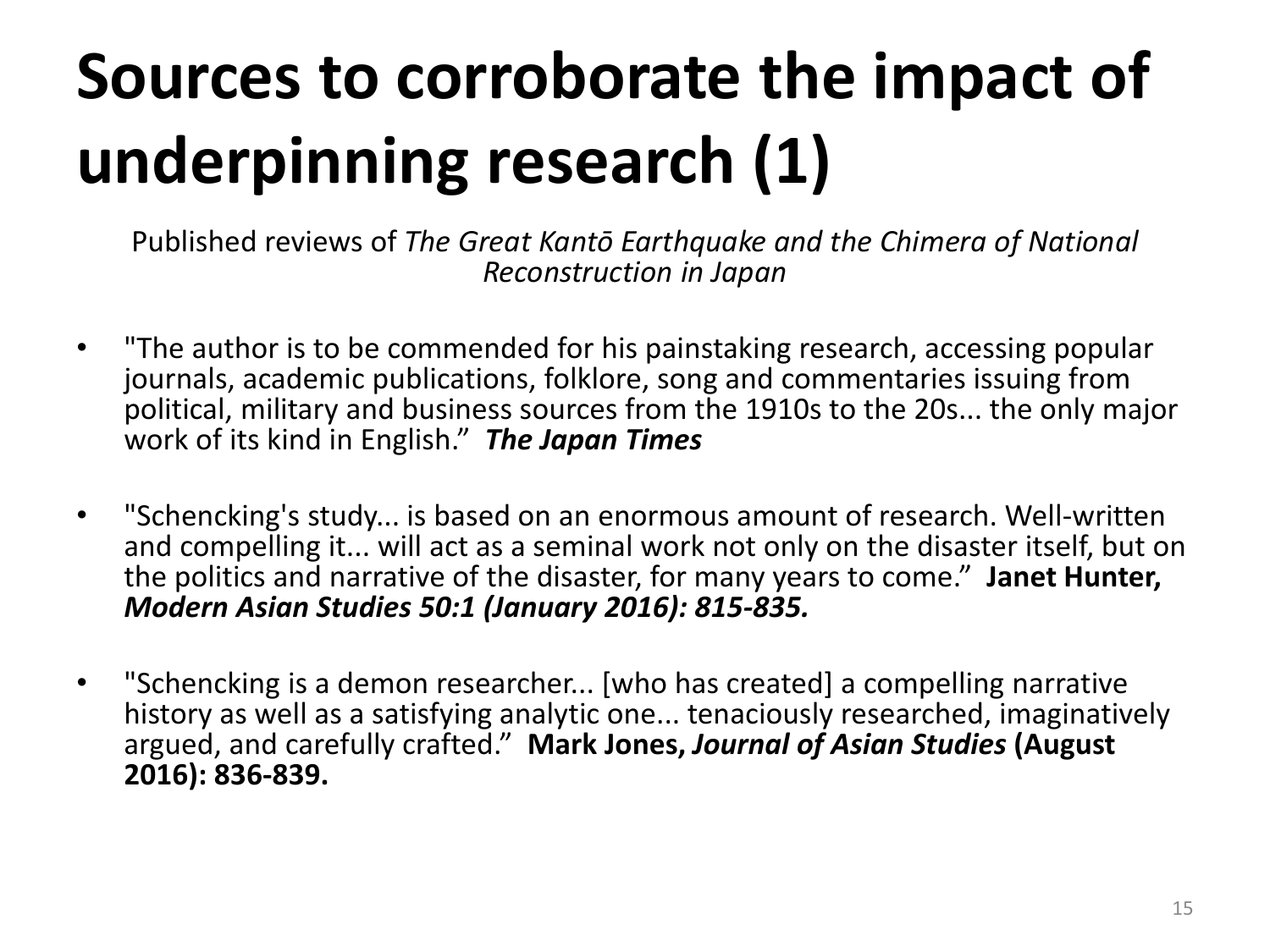# Sources to corroborate the impact of underpinning research (1)

Published reviews of *The Great Kantō Earthquake and the Chimera of National Reconstruction in Japan*

- "The author is to be commended for his painstaking research, accessing popular journals, academic publications, folklore, song and commentaries issuing from political, military and business sources from the 1910s to the 20s... the only major work of its kind in English." ***The Japan Times***

- "Schencking's study... is based on an enormous amount of research. Well-written and compelling it... will act as a seminal work not only on the disaster itself, but on the politics and narrative of the disaster, for many years to come." **Janet Hunter, *Modern Asian Studies 50:1 (January 2016): 815-835.***

- "Schencking is a demon researcher... [who has created] a compelling narrative history as well as a satisfying analytic one... tenaciously researched, imaginatively argued, and carefully crafted." **Mark Jones, *Journal of Asian Studies* (August 2016): 836-839.**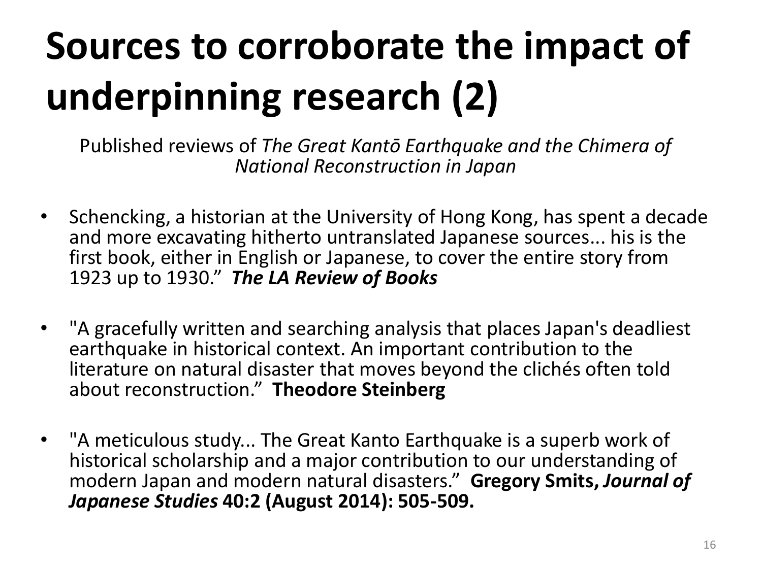# Sources to corroborate the impact of underpinning research (2)

Published reviews of *The Great Kantō Earthquake and the Chimera of National Reconstruction in Japan*

- Schencking, a historian at the University of Hong Kong, has spent a decade and more excavating hitherto untranslated Japanese sources... his is the first book, either in English or Japanese, to cover the entire story from 1923 up to 1930." ***The LA Review of Books***

- "A gracefully written and searching analysis that places Japan's deadliest earthquake in historical context. An important contribution to the literature on natural disaster that moves beyond the clichés often told about reconstruction." **Theodore Steinberg**

- "A meticulous study... The Great Kanto Earthquake is a superb work of historical scholarship and a major contribution to our understanding of modern Japan and modern natural disasters." **Gregory Smits, *Journal of Japanese Studies* 40:2 (August 2014): 505-509.**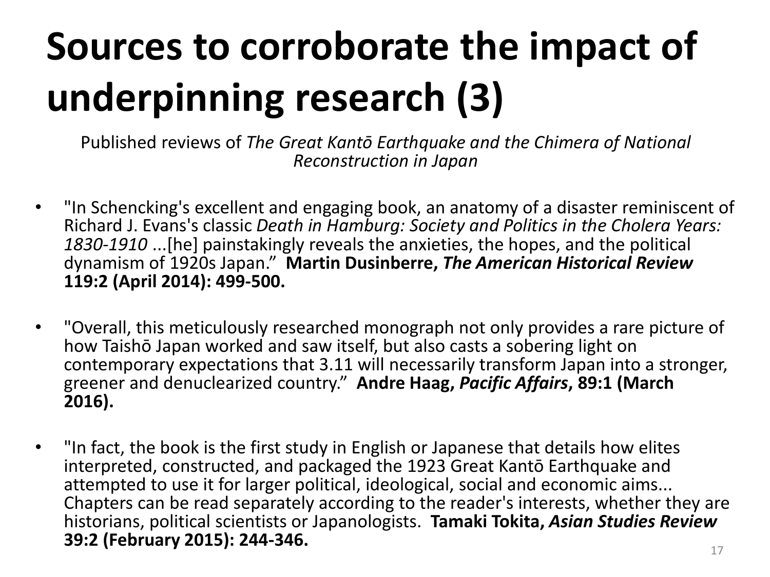# Sources to corroborate the impact of underpinning research (3)

Published reviews of *The Great Kantō Earthquake and the Chimera of National Reconstruction in Japan*

- "In Schencking's excellent and engaging book, an anatomy of a disaster reminiscent of Richard J. Evans's classic *Death in Hamburg: Society and Politics in the Cholera Years: 1830-1910* ...[he] painstakingly reveals the anxieties, the hopes, and the political dynamism of 1920s Japan." **Martin Dusinberre, *The American Historical Review* 119:2 (April 2014): 499-500.**

- "Overall, this meticulously researched monograph not only provides a rare picture of how Taishō Japan worked and saw itself, but also casts a sobering light on contemporary expectations that 3.11 will necessarily transform Japan into a stronger, greener and denuclearized country." **Andre Haag, *Pacific Affairs*, 89:1 (March 2016).**

- "In fact, the book is the first study in English or Japanese that details how elites interpreted, constructed, and packaged the 1923 Great Kantō Earthquake and attempted to use it for larger political, ideological, social and economic aims... Chapters can be read separately according to the reader's interests, whether they are historians, political scientists or Japanologists. **Tamaki Tokita, *Asian Studies Review* 39:2 (February 2015): 244-346.**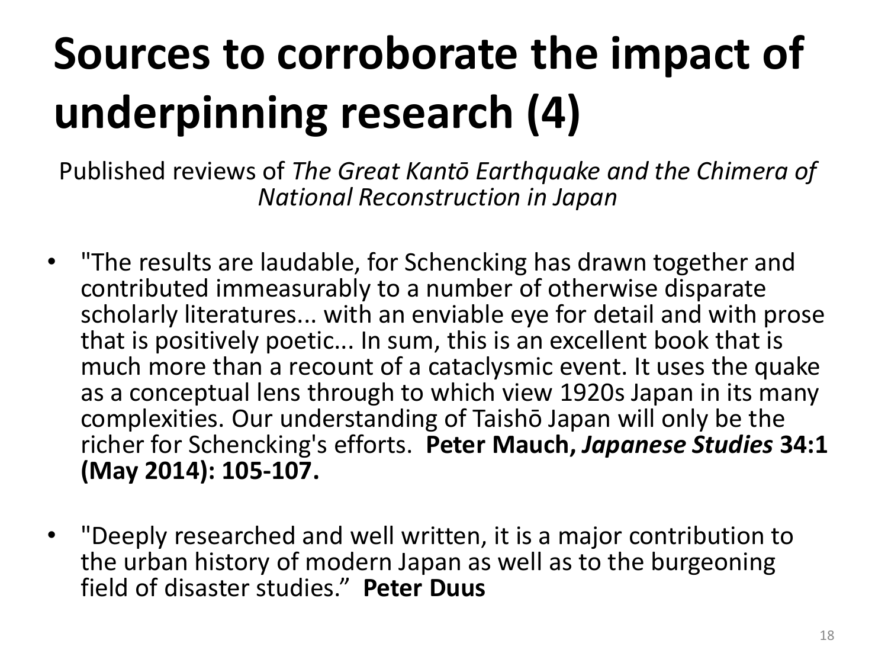# Sources to corroborate the impact of underpinning research (4)

Published reviews of *The Great Kantō Earthquake and the Chimera of National Reconstruction in Japan*

- "The results are laudable, for Schencking has drawn together and contributed immeasurably to a number of otherwise disparate scholarly literatures... with an enviable eye for detail and with prose that is positively poetic... In sum, this is an excellent book that is much more than a recount of a cataclysmic event. It uses the quake as a conceptual lens through to which view 1920s Japan in its many complexities. Our understanding of Taishō Japan will only be the richer for Schencking's efforts. **Peter Mauch, *Japanese Studies* 34:1 (May 2014): 105-107.**

- "Deeply researched and well written, it is a major contribution to the urban history of modern Japan as well as to the burgeoning field of disaster studies." **Peter Duus**